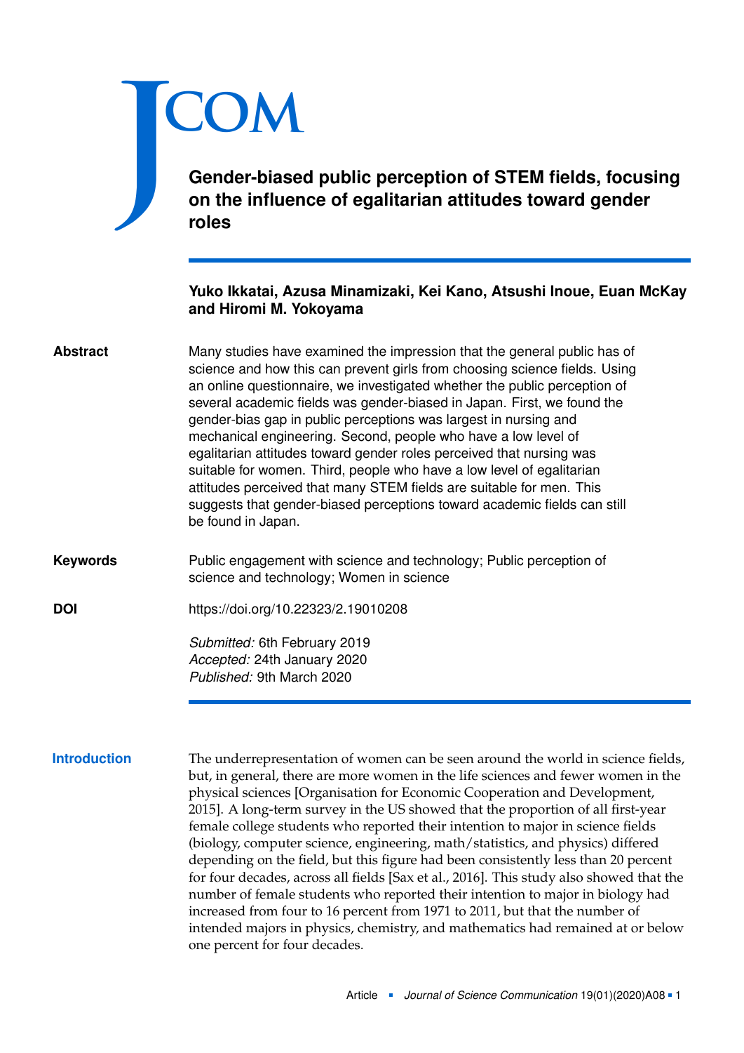# Gender-biased public perception of STEM fields, focusing on the influence of egalitarian attitudes toward gender roles

**Yuko Ikkatai, Azusa Minamizaki, Kei Kano, Atsushi Inoue, Euan McKay and Hiromi M. Yokoyama**

**Abstract**

Many studies have examined the impression that the general public has of science and how this can prevent girls from choosing science fields. Using an online questionnaire, we investigated whether the public perception of several academic fields was gender-biased in Japan. First, we found the gender-bias gap in public perceptions was largest in nursing and mechanical engineering. Second, people who have a low level of egalitarian attitudes toward gender roles perceived that nursing was suitable for women. Third, people who have a low level of egalitarian attitudes perceived that many STEM fields are suitable for men. This suggests that gender-biased perceptions toward academic fields can still be found in Japan.

**Keywords**

Public engagement with science and technology; Public perception of science and technology; Women in science

**DOI**

https://doi.org/10.22323/2.19010208

*Submitted:* 6th February 2019
*Accepted:* 24th January 2020
*Published:* 9th March 2020

## Introduction

The underrepresentation of women can be seen around the world in science fields, but, in general, there are more women in the life sciences and fewer women in the physical sciences [Organisation for Economic Cooperation and Development, 2015]. A long-term survey in the US showed that the proportion of all first-year female college students who reported their intention to major in science fields (biology, computer science, engineering, math/statistics, and physics) differed depending on the field, but this figure had been consistently less than 20 percent for four decades, across all fields [Sax et al., 2016]. This study also showed that the number of female students who reported their intention to major in biology had increased from four to 16 percent from 1971 to 2011, but that the number of intended majors in physics, chemistry, and mathematics had remained at or below one percent for four decades.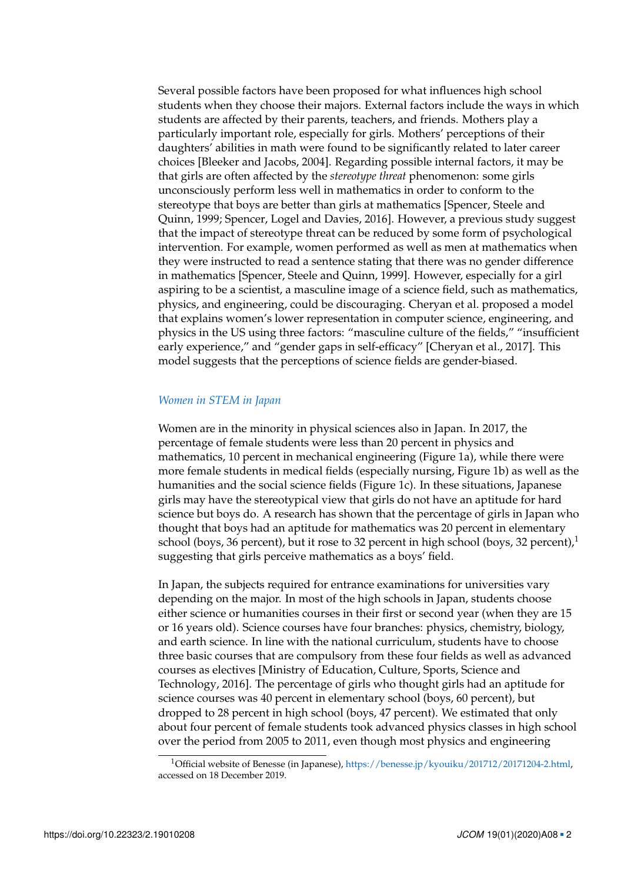Several possible factors have been proposed for what influences high school students when they choose their majors. External factors include the ways in which students are affected by their parents, teachers, and friends. Mothers play a particularly important role, especially for girls. Mothers' perceptions of their daughters' abilities in math were found to be significantly related to later career choices [Bleeker and Jacobs, 2004]. Regarding possible internal factors, it may be that girls are often affected by the *stereotype threat* phenomenon: some girls unconsciously perform less well in mathematics in order to conform to the stereotype that boys are better than girls at mathematics [Spencer, Steele and Quinn, 1999; Spencer, Logel and Davies, 2016]. However, a previous study suggest that the impact of stereotype threat can be reduced by some form of psychological intervention. For example, women performed as well as men at mathematics when they were instructed to read a sentence stating that there was no gender difference in mathematics [Spencer, Steele and Quinn, 1999]. However, especially for a girl aspiring to be a scientist, a masculine image of a science field, such as mathematics, physics, and engineering, could be discouraging. Cheryan et al. proposed a model that explains women's lower representation in computer science, engineering, and physics in the US using three factors: "masculine culture of the fields," "insufficient early experience," and "gender gaps in self-efficacy" [Cheryan et al., 2017]. This model suggests that the perceptions of science fields are gender-biased.

### *Women in STEM in Japan*

Women are in the minority in physical sciences also in Japan. In 2017, the percentage of female students were less than 20 percent in physics and mathematics, 10 percent in mechanical engineering (Figure 1a), while there were more female students in medical fields (especially nursing, Figure 1b) as well as the humanities and the social science fields (Figure 1c). In these situations, Japanese girls may have the stereotypical view that girls do not have an aptitude for hard science but boys do. A research has shown that the percentage of girls in Japan who thought that boys had an aptitude for mathematics was 20 percent in elementary school (boys, 36 percent), but it rose to 32 percent in high school (boys, 32 percent),[1] suggesting that girls perceive mathematics as a boys' field.

In Japan, the subjects required for entrance examinations for universities vary depending on the major. In most of the high schools in Japan, students choose either science or humanities courses in their first or second year (when they are 15 or 16 years old). Science courses have four branches: physics, chemistry, biology, and earth science. In line with the national curriculum, students have to choose three basic courses that are compulsory from these four fields as well as advanced courses as electives [Ministry of Education, Culture, Sports, Science and Technology, 2016]. The percentage of girls who thought girls had an aptitude for science courses was 40 percent in elementary school (boys, 60 percent), but dropped to 28 percent in high school (boys, 47 percent). We estimated that only about four percent of female students took advanced physics classes in high school over the period from 2005 to 2011, even though most physics and engineering

[1] Official website of Benesse (in Japanese), https://benesse.jp/kyouiku/201712/20171204-2.html, accessed on 18 December 2019.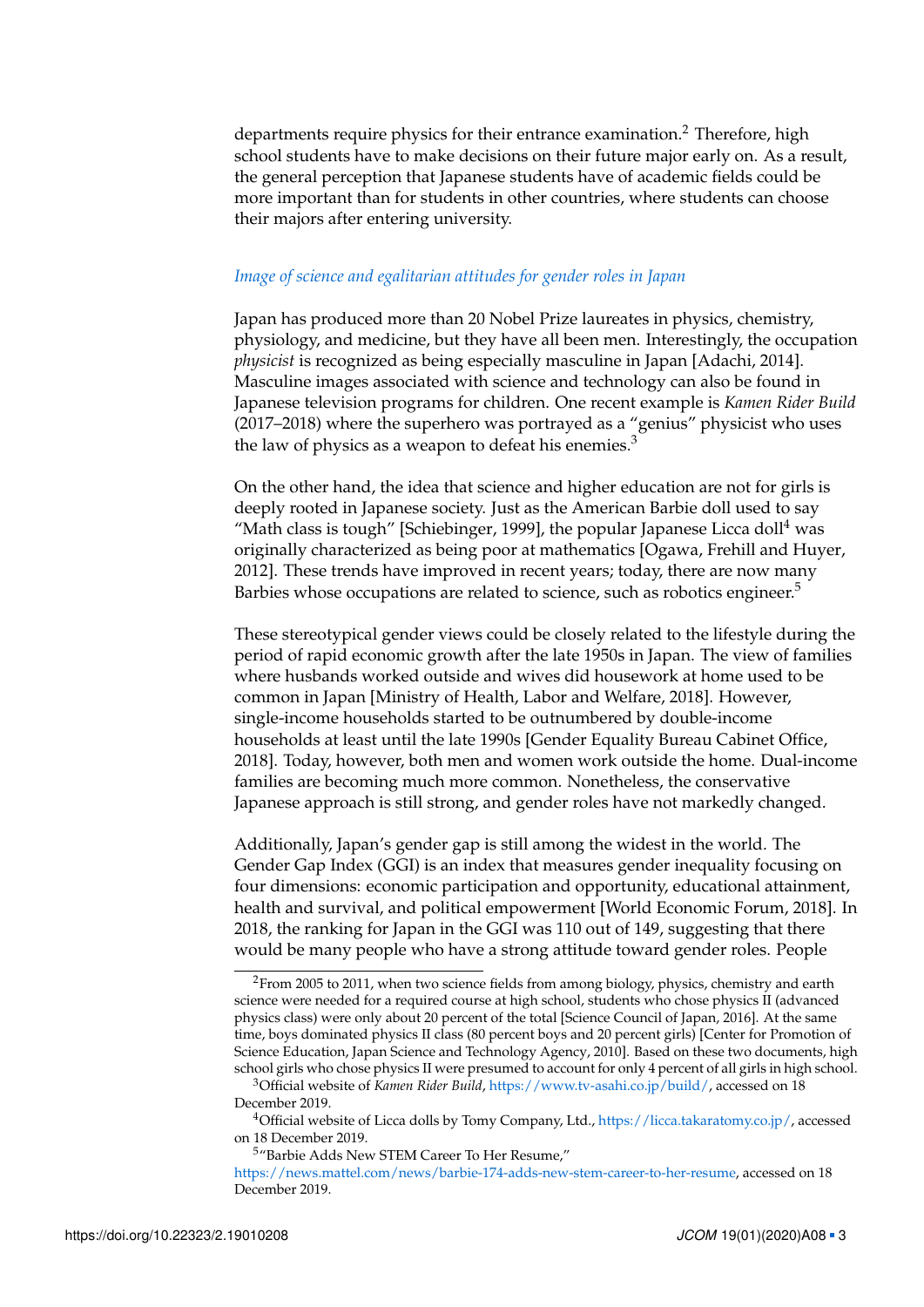departments require physics for their entrance examination.[2] Therefore, high school students have to make decisions on their future major early on. As a result, the general perception that Japanese students have of academic fields could be more important than for students in other countries, where students can choose their majors after entering university.

### *Image of science and egalitarian attitudes for gender roles in Japan*

Japan has produced more than 20 Nobel Prize laureates in physics, chemistry, physiology, and medicine, but they have all been men. Interestingly, the occupation *physicist* is recognized as being especially masculine in Japan [Adachi, 2014]. Masculine images associated with science and technology can also be found in Japanese television programs for children. One recent example is *Kamen Rider Build* (2017–2018) where the superhero was portrayed as a "genius" physicist who uses the law of physics as a weapon to defeat his enemies.[3]

On the other hand, the idea that science and higher education are not for girls is deeply rooted in Japanese society. Just as the American Barbie doll used to say "Math class is tough" [Schiebinger, 1999], the popular Japanese Licca doll[4] was originally characterized as being poor at mathematics [Ogawa, Frehill and Huyer, 2012]. These trends have improved in recent years; today, there are now many Barbies whose occupations are related to science, such as robotics engineer.[5]

These stereotypical gender views could be closely related to the lifestyle during the period of rapid economic growth after the late 1950s in Japan. The view of families where husbands worked outside and wives did housework at home used to be common in Japan [Ministry of Health, Labor and Welfare, 2018]. However, single-income households started to be outnumbered by double-income households at least until the late 1990s [Gender Equality Bureau Cabinet Office, 2018]. Today, however, both men and women work outside the home. Dual-income families are becoming much more common. Nonetheless, the conservative Japanese approach is still strong, and gender roles have not markedly changed.

Additionally, Japan's gender gap is still among the widest in the world. The Gender Gap Index (GGI) is an index that measures gender inequality focusing on four dimensions: economic participation and opportunity, educational attainment, health and survival, and political empowerment [World Economic Forum, 2018]. In 2018, the ranking for Japan in the GGI was 110 out of 149, suggesting that there would be many people who have a strong attitude toward gender roles. People

---

[2] From 2005 to 2011, when two science fields from among biology, physics, chemistry and earth science were needed for a required course at high school, students who chose physics II (advanced physics class) were only about 20 percent of the total [Science Council of Japan, 2016]. At the same time, boys dominated physics II class (80 percent boys and 20 percent girls) [Center for Promotion of Science Education, Japan Science and Technology Agency, 2010]. Based on these two documents, high school girls who chose physics II were presumed to account for only 4 percent of all girls in high school.

[3] Official website of *Kamen Rider Build*, https://www.tv-asahi.co.jp/build/, accessed on 18 December 2019.

[4] Official website of Licca dolls by Tomy Company, Ltd., https://licca.takaratomy.co.jp/, accessed on 18 December 2019.

[5] "Barbie Adds New STEM Career To Her Resume," https://news.mattel.com/news/barbie-174-adds-new-stem-career-to-her-resume, accessed on 18 December 2019.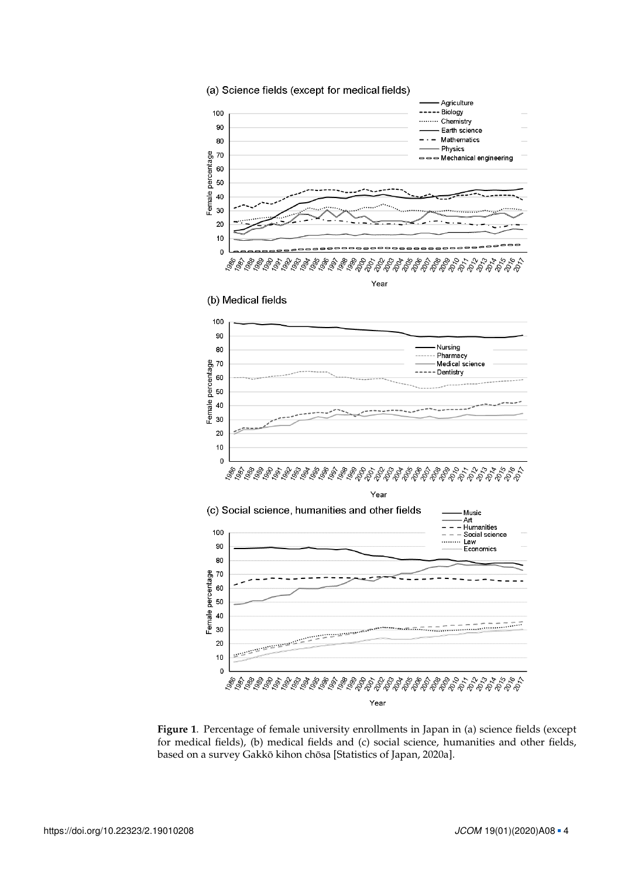**Figure 1**. Percentage of female university enrollments in Japan in (a) science fields (except for medical fields), (b) medical fields and (c) social science, humanities and other fields, based on a survey Gakkō kihon chōsa [Statistics of Japan, 2020a].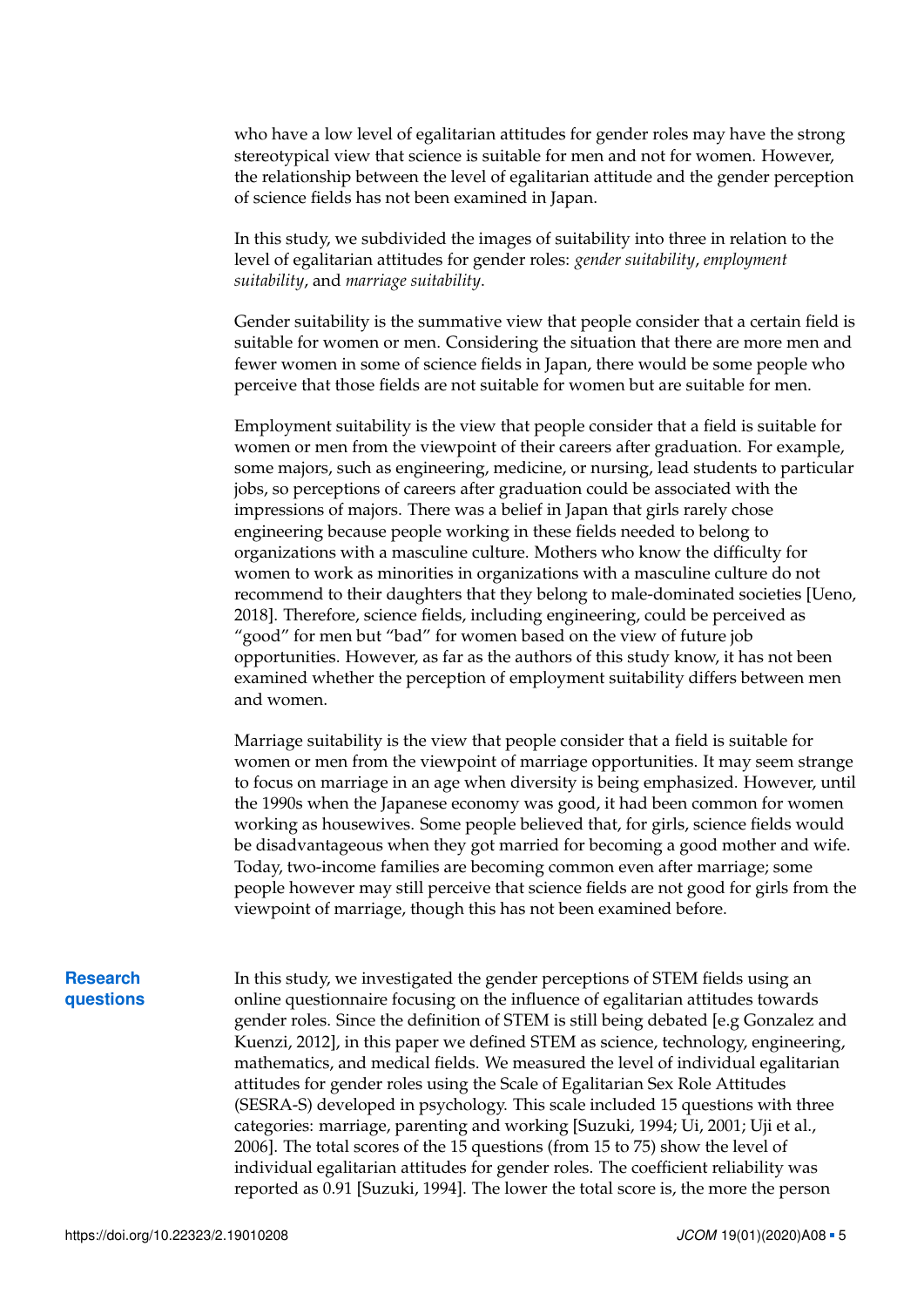who have a low level of egalitarian attitudes for gender roles may have the strong stereotypical view that science is suitable for men and not for women. However, the relationship between the level of egalitarian attitude and the gender perception of science fields has not been examined in Japan.

In this study, we subdivided the images of suitability into three in relation to the level of egalitarian attitudes for gender roles: *gender suitability*, *employment suitability*, and *marriage suitability*.

Gender suitability is the summative view that people consider that a certain field is suitable for women or men. Considering the situation that there are more men and fewer women in some of science fields in Japan, there would be some people who perceive that those fields are not suitable for women but are suitable for men.

Employment suitability is the view that people consider that a field is suitable for women or men from the viewpoint of their careers after graduation. For example, some majors, such as engineering, medicine, or nursing, lead students to particular jobs, so perceptions of careers after graduation could be associated with the impressions of majors. There was a belief in Japan that girls rarely chose engineering because people working in these fields needed to belong to organizations with a masculine culture. Mothers who know the difficulty for women to work as minorities in organizations with a masculine culture do not recommend to their daughters that they belong to male-dominated societies [Ueno, 2018]. Therefore, science fields, including engineering, could be perceived as "good" for men but "bad" for women based on the view of future job opportunities. However, as far as the authors of this study know, it has not been examined whether the perception of employment suitability differs between men and women.

Marriage suitability is the view that people consider that a field is suitable for women or men from the viewpoint of marriage opportunities. It may seem strange to focus on marriage in an age when diversity is being emphasized. However, until the 1990s when the Japanese economy was good, it had been common for women working as housewives. Some people believed that, for girls, science fields would be disadvantageous when they got married for becoming a good mother and wife. Today, two-income families are becoming common even after marriage; some people however may still perceive that science fields are not good for girls from the viewpoint of marriage, though this has not been examined before.

## Research questions

In this study, we investigated the gender perceptions of STEM fields using an online questionnaire focusing on the influence of egalitarian attitudes towards gender roles. Since the definition of STEM is still being debated [e.g Gonzalez and Kuenzi, 2012], in this paper we defined STEM as science, technology, engineering, mathematics, and medical fields. We measured the level of individual egalitarian attitudes for gender roles using the Scale of Egalitarian Sex Role Attitudes (SESRA-S) developed in psychology. This scale included 15 questions with three categories: marriage, parenting and working [Suzuki, 1994; Ui, 2001; Uji et al., 2006]. The total scores of the 15 questions (from 15 to 75) show the level of individual egalitarian attitudes for gender roles. The coefficient reliability was reported as 0.91 [Suzuki, 1994]. The lower the total score is, the more the person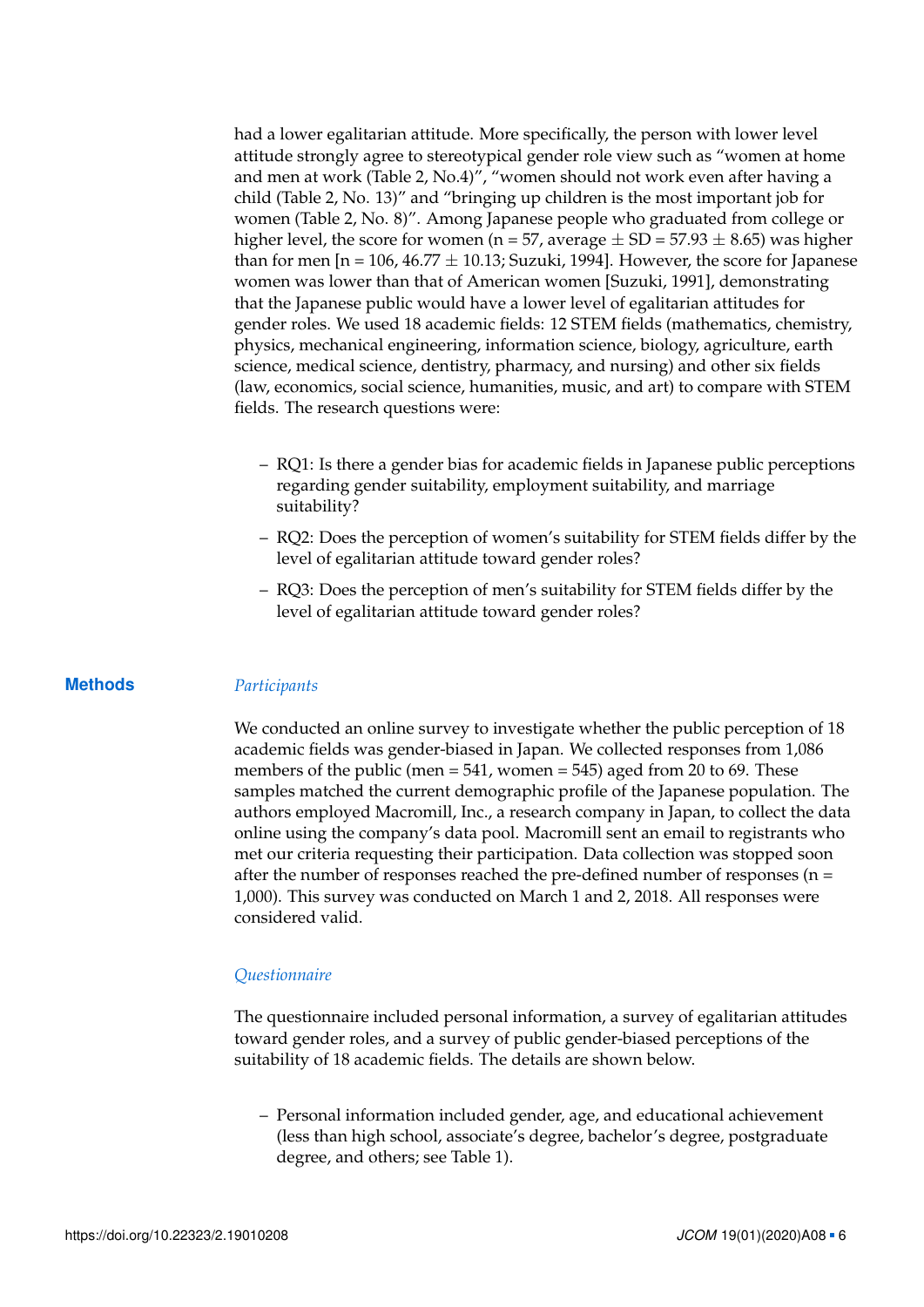had a lower egalitarian attitude. More specifically, the person with lower level attitude strongly agree to stereotypical gender role view such as "women at home and men at work (Table 2, No.4)", "women should not work even after having a child (Table 2, No. 13)" and "bringing up children is the most important job for women (Table 2, No. 8)". Among Japanese people who graduated from college or higher level, the score for women (n = 57, average ± SD = 57.93 ± 8.65) was higher than for men [n = 106, 46.77 ± 10.13; Suzuki, 1994]. However, the score for Japanese women was lower than that of American women [Suzuki, 1991], demonstrating that the Japanese public would have a lower level of egalitarian attitudes for gender roles. We used 18 academic fields: 12 STEM fields (mathematics, chemistry, physics, mechanical engineering, information science, biology, agriculture, earth science, medical science, dentistry, pharmacy, and nursing) and other six fields (law, economics, social science, humanities, music, and art) to compare with STEM fields. The research questions were:

– RQ1: Is there a gender bias for academic fields in Japanese public perceptions regarding gender suitability, employment suitability, and marriage suitability?

– RQ2: Does the perception of women's suitability for STEM fields differ by the level of egalitarian attitude toward gender roles?

– RQ3: Does the perception of men's suitability for STEM fields differ by the level of egalitarian attitude toward gender roles?

## Methods

### *Participants*

We conducted an online survey to investigate whether the public perception of 18 academic fields was gender-biased in Japan. We collected responses from 1,086 members of the public (men = 541, women = 545) aged from 20 to 69. These samples matched the current demographic profile of the Japanese population. The authors employed Macromill, Inc., a research company in Japan, to collect the data online using the company's data pool. Macromill sent an email to registrants who met our criteria requesting their participation. Data collection was stopped soon after the number of responses reached the pre-defined number of responses (n = 1,000). This survey was conducted on March 1 and 2, 2018. All responses were considered valid.

### *Questionnaire*

The questionnaire included personal information, a survey of egalitarian attitudes toward gender roles, and a survey of public gender-biased perceptions of the suitability of 18 academic fields. The details are shown below.

– Personal information included gender, age, and educational achievement (less than high school, associate's degree, bachelor's degree, postgraduate degree, and others; see Table 1).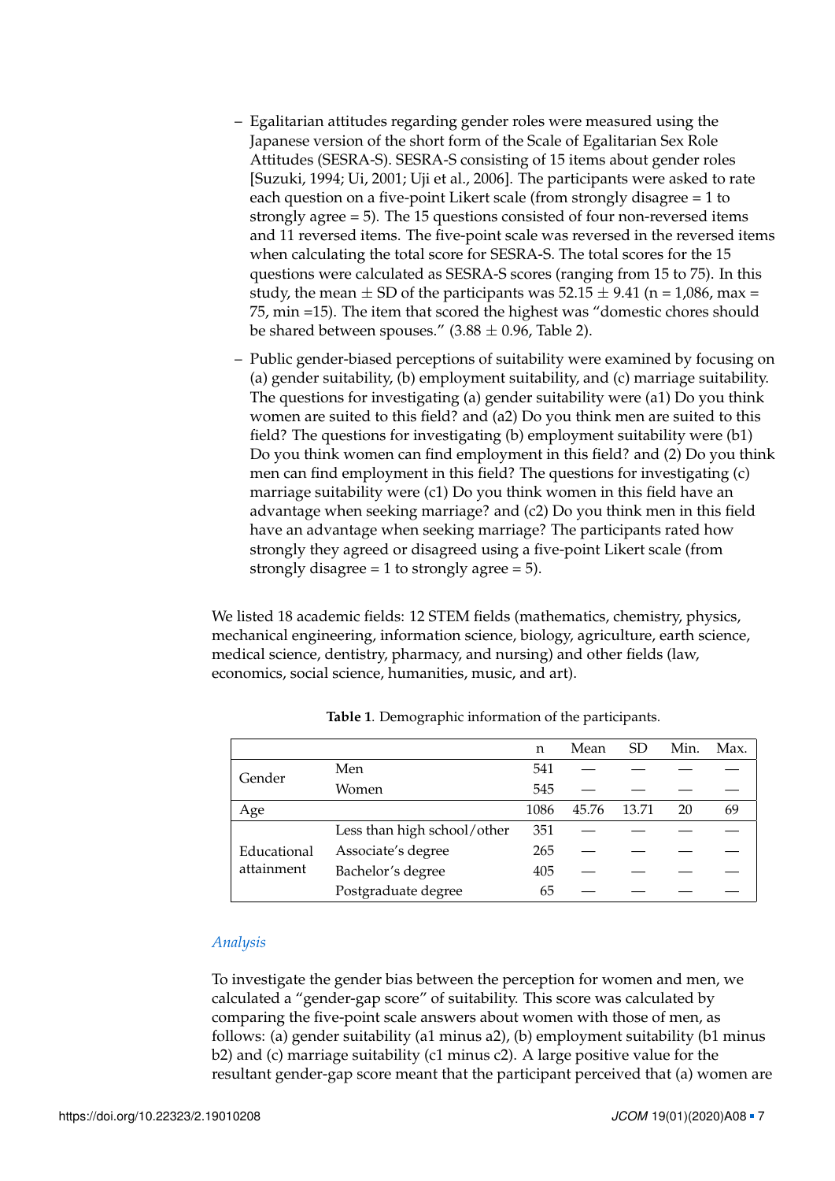– Egalitarian attitudes regarding gender roles were measured using the Japanese version of the short form of the Scale of Egalitarian Sex Role Attitudes (SESRA-S). SESRA-S consisting of 15 items about gender roles [Suzuki, 1994; Ui, 2001; Uji et al., 2006]. The participants were asked to rate each question on a five-point Likert scale (from strongly disagree = 1 to strongly agree = 5). The 15 questions consisted of four non-reversed items and 11 reversed items. The five-point scale was reversed in the reversed items when calculating the total score for SESRA-S. The total scores for the 15 questions were calculated as SESRA-S scores (ranging from 15 to 75). In this study, the mean $\pm$ SD of the participants was $52.15 \pm 9.41$ (n = 1,086, max = 75, min =15). The item that scored the highest was "domestic chores should be shared between spouses." ($3.88 \pm 0.96$, Table 2).

– Public gender-biased perceptions of suitability were examined by focusing on (a) gender suitability, (b) employment suitability, and (c) marriage suitability. The questions for investigating (a) gender suitability were (a1) Do you think women are suited to this field? and (a2) Do you think men are suited to this field? The questions for investigating (b) employment suitability were (b1) Do you think women can find employment in this field? and (2) Do you think men can find employment in this field? The questions for investigating (c) marriage suitability were (c1) Do you think women in this field have an advantage when seeking marriage? and (c2) Do you think men in this field have an advantage when seeking marriage? The participants rated how strongly they agreed or disagreed using a five-point Likert scale (from strongly disagree = 1 to strongly agree = 5).

We listed 18 academic fields: 12 STEM fields (mathematics, chemistry, physics, mechanical engineering, information science, biology, agriculture, earth science, medical science, dentistry, pharmacy, and nursing) and other fields (law, economics, social science, humanities, music, and art).

**Table 1**. Demographic information of the participants.

| | | n | Mean | SD | Min. | Max. |
|---|---|---|---|---|---|---|
| Gender | Men | 541 | — | — | — | — |
| | Women | 545 | — | — | — | — |
| Age | | 1086 | 45.76 | 13.71 | 20 | 69 |
| Educational attainment | Less than high school/other | 351 | — | — | — | — |
| | Associate's degree | 265 | — | — | — | — |
| | Bachelor's degree | 405 | — | — | — | — |
| | Postgraduate degree | 65 | — | — | — | — |

### *Analysis*

To investigate the gender bias between the perception for women and men, we calculated a "gender-gap score" of suitability. This score was calculated by comparing the five-point scale answers about women with those of men, as follows: (a) gender suitability (a1 minus a2), (b) employment suitability (b1 minus b2) and (c) marriage suitability (c1 minus c2). A large positive value for the resultant gender-gap score meant that the participant perceived that (a) women are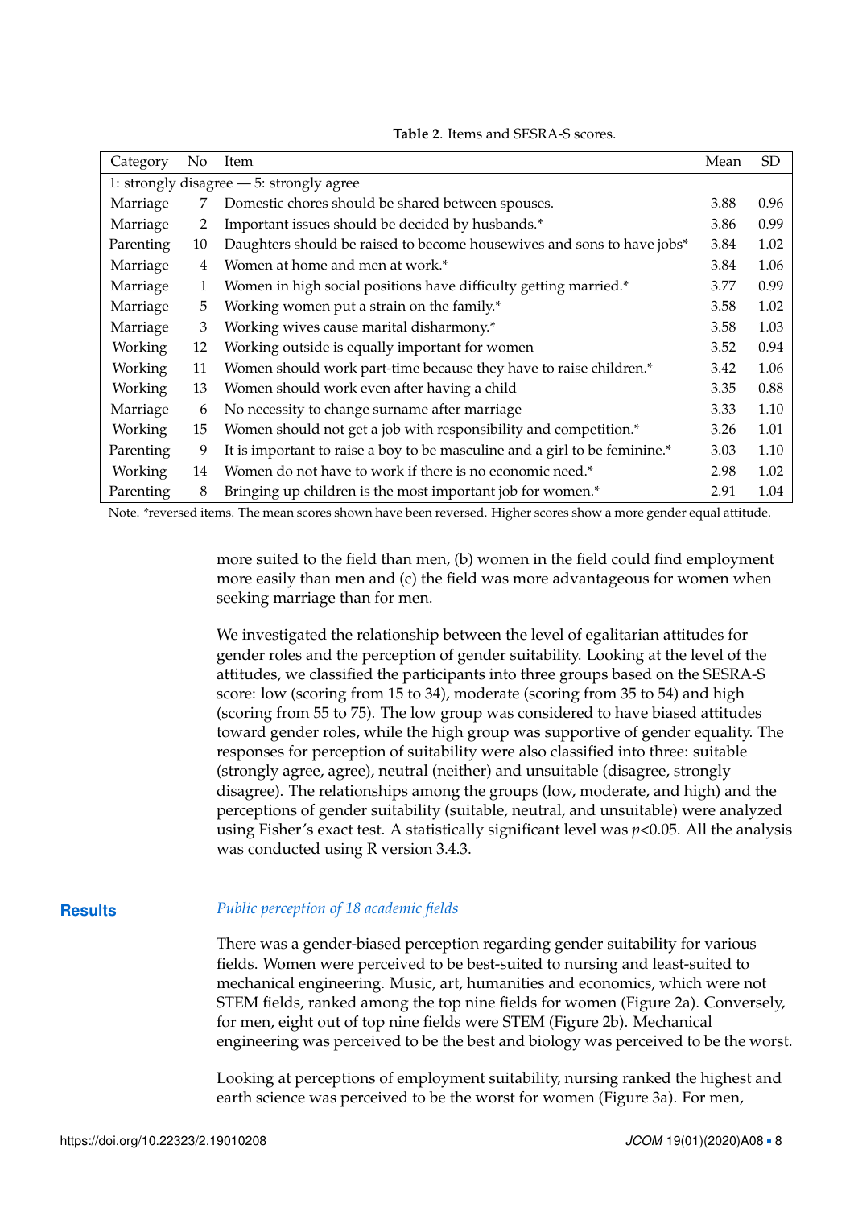**Table 2**. Items and SESRA-S scores.

| Category | No | Item | Mean | SD |
|---|---|---|---|---|
| 1: strongly disagree — 5: strongly agree | | | | |
| Marriage | 7 | Domestic chores should be shared between spouses. | 3.88 | 0.96 |
| Marriage | 2 | Important issues should be decided by husbands.* | 3.86 | 0.99 |
| Parenting | 10 | Daughters should be raised to become housewives and sons to have jobs* | 3.84 | 1.02 |
| Marriage | 4 | Women at home and men at work.* | 3.84 | 1.06 |
| Marriage | 1 | Women in high social positions have difficulty getting married.* | 3.77 | 0.99 |
| Marriage | 5 | Working women put a strain on the family.* | 3.58 | 1.02 |
| Marriage | 3 | Working wives cause marital disharmony.* | 3.58 | 1.03 |
| Working | 12 | Working outside is equally important for women | 3.52 | 0.94 |
| Working | 11 | Women should work part-time because they have to raise children.* | 3.42 | 1.06 |
| Working | 13 | Women should work even after having a child | 3.35 | 0.88 |
| Marriage | 6 | No necessity to change surname after marriage | 3.33 | 1.10 |
| Working | 15 | Women should not get a job with responsibility and competition.* | 3.26 | 1.01 |
| Parenting | 9 | It is important to raise a boy to be masculine and a girl to be feminine.* | 3.03 | 1.10 |
| Working | 14 | Women do not have to work if there is no economic need.* | 2.98 | 1.02 |
| Parenting | 8 | Bringing up children is the most important job for women.* | 2.91 | 1.04 |

Note. *reversed items. The mean scores shown have been reversed. Higher scores show a more gender equal attitude.

more suited to the field than men, (b) women in the field could find employment more easily than men and (c) the field was more advantageous for women when seeking marriage than for men.

We investigated the relationship between the level of egalitarian attitudes for gender roles and the perception of gender suitability. Looking at the level of the attitudes, we classified the participants into three groups based on the SESRA-S score: low (scoring from 15 to 34), moderate (scoring from 35 to 54) and high (scoring from 55 to 75). The low group was considered to have biased attitudes toward gender roles, while the high group was supportive of gender equality. The responses for perception of suitability were also classified into three: suitable (strongly agree, agree), neutral (neither) and unsuitable (disagree, strongly disagree). The relationships among the groups (low, moderate, and high) and the perceptions of gender suitability (suitable, neutral, and unsuitable) were analyzed using Fisher's exact test. A statistically significant level was $p<0.05$. All the analysis was conducted using R version 3.4.3.

## Results

### *Public perception of 18 academic fields*

There was a gender-biased perception regarding gender suitability for various fields. Women were perceived to be best-suited to nursing and least-suited to mechanical engineering. Music, art, humanities and economics, which were not STEM fields, ranked among the top nine fields for women (Figure 2a). Conversely, for men, eight out of top nine fields were STEM (Figure 2b). Mechanical engineering was perceived to be the best and biology was perceived to be the worst.

Looking at perceptions of employment suitability, nursing ranked the highest and earth science was perceived to be the worst for women (Figure 3a). For men,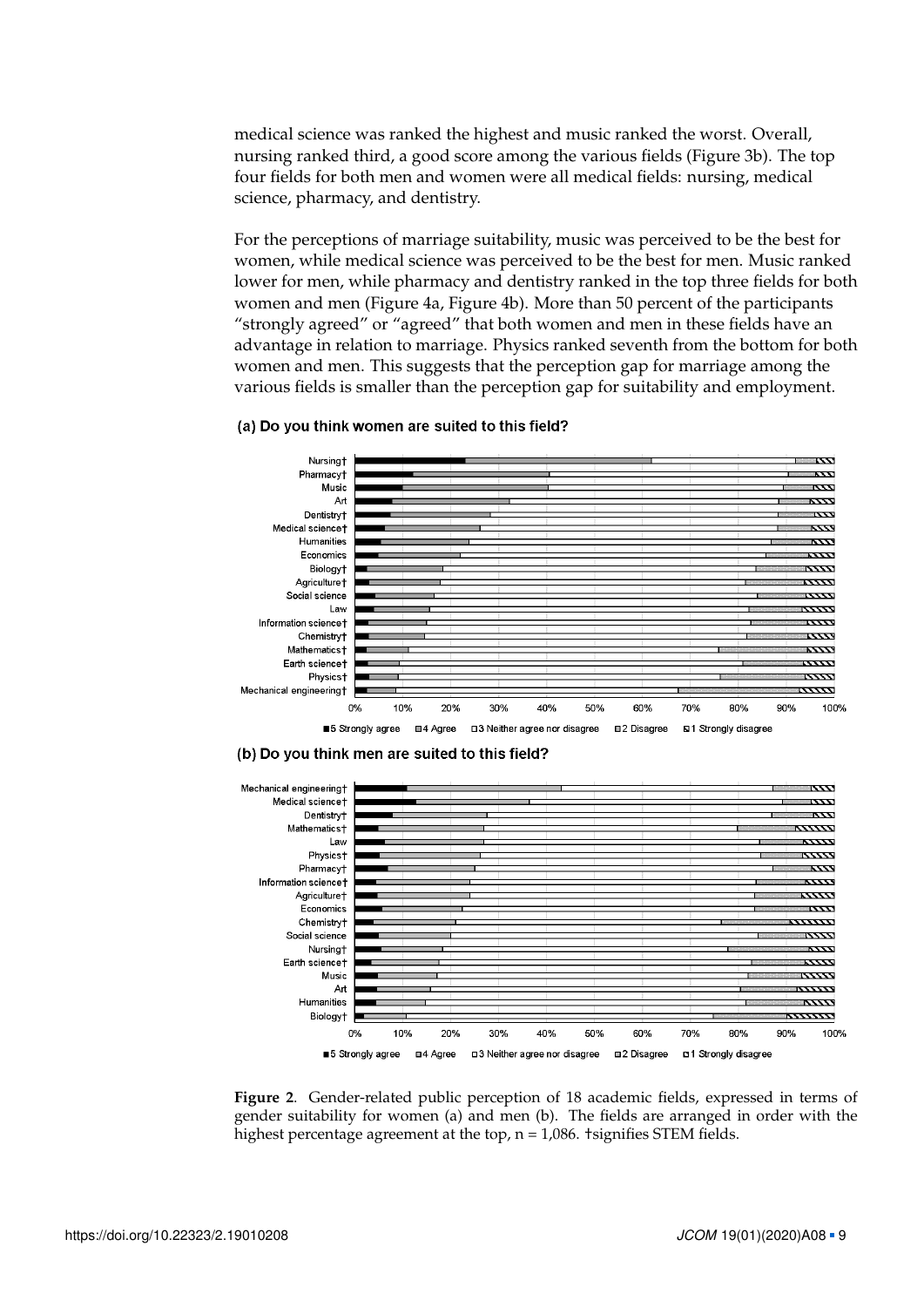medical science was ranked the highest and music ranked the worst. Overall, nursing ranked third, a good score among the various fields (Figure 3b). The top four fields for both men and women were all medical fields: nursing, medical science, pharmacy, and dentistry.

For the perceptions of marriage suitability, music was perceived to be the best for women, while medical science was perceived to be the best for men. Music ranked lower for men, while pharmacy and dentistry ranked in the top three fields for both women and men (Figure 4a, Figure 4b). More than 50 percent of the participants "strongly agreed" or "agreed" that both women and men in these fields have an advantage in relation to marriage. Physics ranked seventh from the bottom for both women and men. This suggests that the perception gap for marriage among the various fields is smaller than the perception gap for suitability and employment.

**Figure 2**. Gender-related public perception of 18 academic fields, expressed in terms of gender suitability for women (a) and men (b). The fields are arranged in order with the highest percentage agreement at the top, n = 1,086. †signifies STEM fields.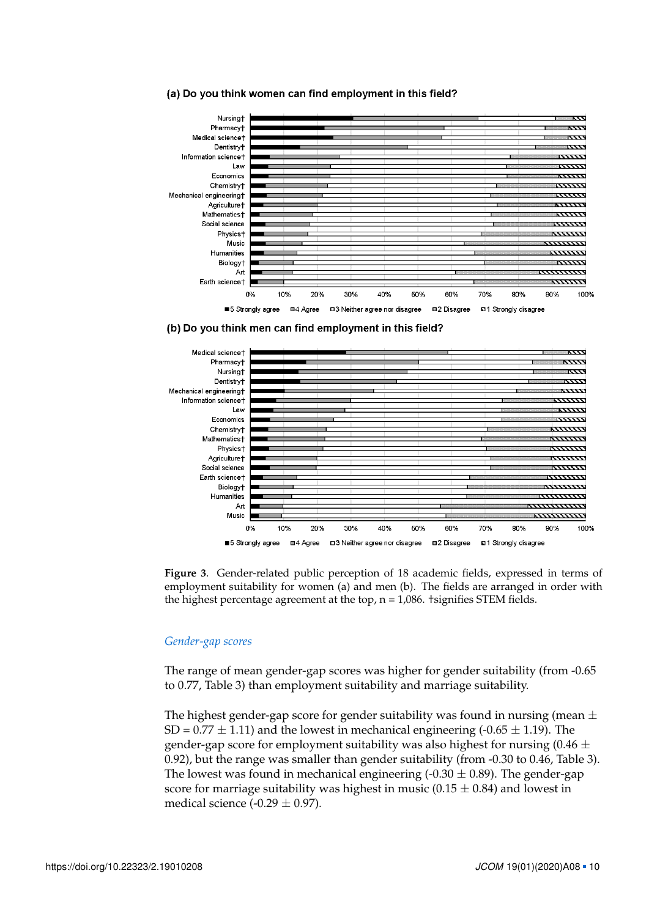(a) Do you think women can find employment in this field?

(b) Do you think men can find employment in this field?

**Figure 3**. Gender-related public perception of 18 academic fields, expressed in terms of employment suitability for women (a) and men (b). The fields are arranged in order with the highest percentage agreement at the top, n = 1,086. †signifies STEM fields.

### *Gender-gap scores*

The range of mean gender-gap scores was higher for gender suitability (from -0.65 to 0.77, Table 3) than employment suitability and marriage suitability.

The highest gender-gap score for gender suitability was found in nursing (mean ± SD = 0.77 ± 1.11) and the lowest in mechanical engineering (-0.65 ± 1.19). The gender-gap score for employment suitability was also highest for nursing (0.46 ± 0.92), but the range was smaller than gender suitability (from -0.30 to 0.46, Table 3). The lowest was found in mechanical engineering (-0.30 ± 0.89). The gender-gap score for marriage suitability was highest in music (0.15 ± 0.84) and lowest in medical science (-0.29 ± 0.97).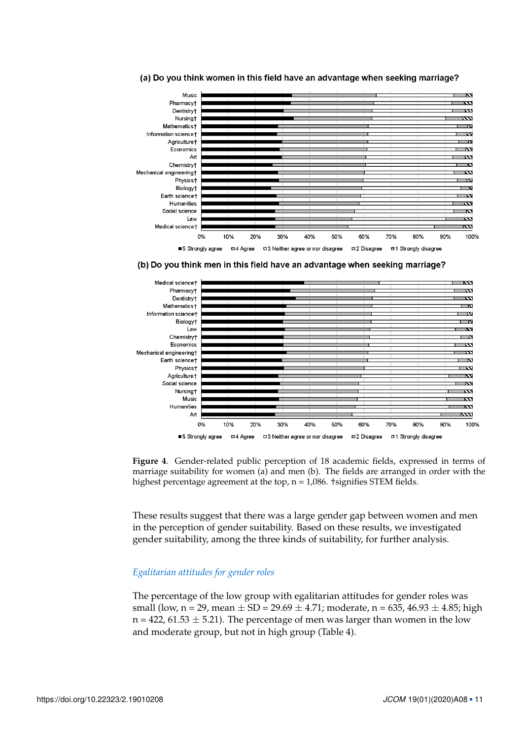(a) Do you think women in this field have an advantage when seeking marriage?

(b) Do you think men in this field have an advantage when seeking marriage?

**Figure 4**. Gender-related public perception of 18 academic fields, expressed in terms of marriage suitability for women (a) and men (b). The fields are arranged in order with the highest percentage agreement at the top, n = 1,086. †signifies STEM fields.

These results suggest that there was a large gender gap between women and men in the perception of gender suitability. Based on these results, we investigated gender suitability, among the three kinds of suitability, for further analysis.

### *Egalitarian attitudes for gender roles*

The percentage of the low group with egalitarian attitudes for gender roles was small (low, n = 29, mean ± SD = 29.69 ± 4.71; moderate, n = 635, 46.93 ± 4.85; high n = 422, 61.53 ± 5.21). The percentage of men was larger than women in the low and moderate group, but not in high group (Table 4).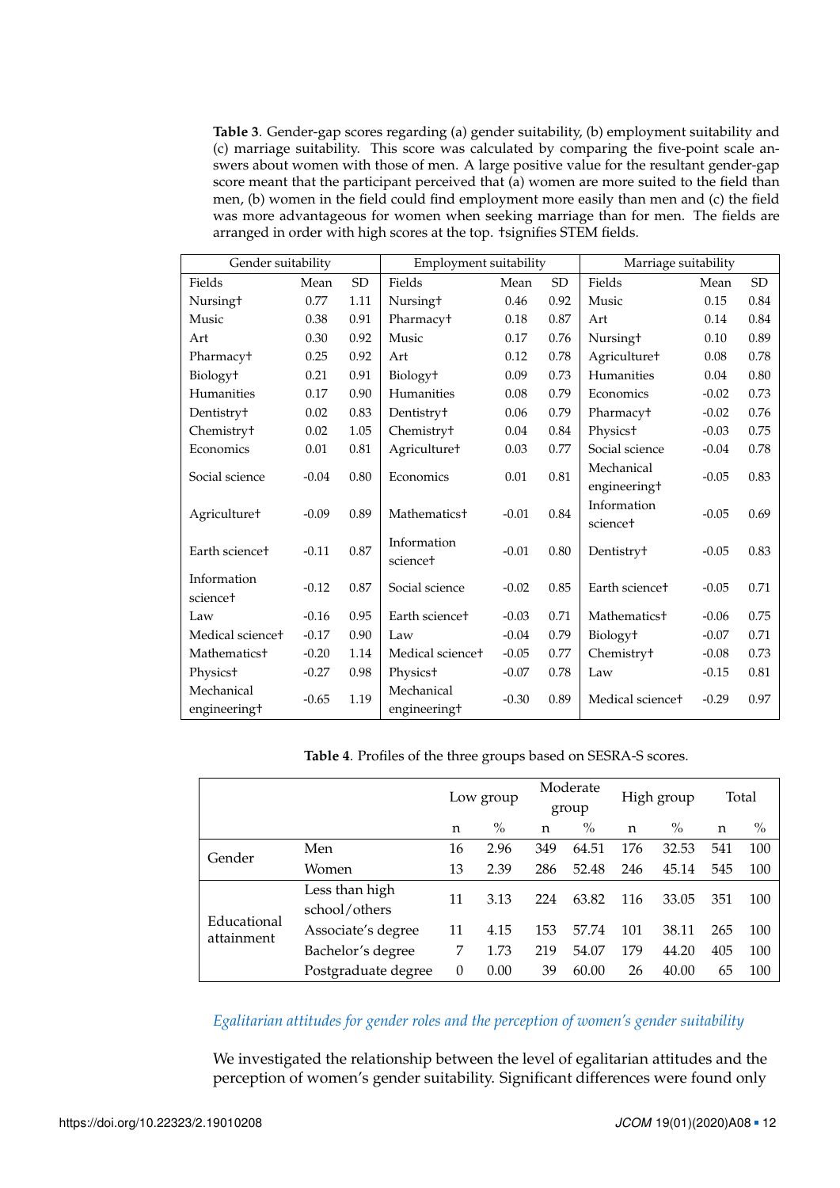**Table 3**. Gender-gap scores regarding (a) gender suitability, (b) employment suitability and (c) marriage suitability. This score was calculated by comparing the five-point scale answers about women with those of men. A large positive value for the resultant gender-gap score meant that the participant perceived that (a) women are more suited to the field than men, (b) women in the field could find employment more easily than men and (c) the field was more advantageous for women when seeking marriage than for men. The fields are arranged in order with high scores at the top. †signifies STEM fields.

| Gender suitability | | | Employment suitability | | | Marriage suitability | | |
|---|---|---|---|---|---|---|---|---|
| Fields | Mean | SD | Fields | Mean | SD | Fields | Mean | SD |
| Nursing† | 0.77 | 1.11 | Nursing† | 0.46 | 0.92 | Music | 0.15 | 0.84 |
| Music | 0.38 | 0.91 | Pharmacy† | 0.18 | 0.87 | Art | 0.14 | 0.84 |
| Art | 0.30 | 0.92 | Music | 0.17 | 0.76 | Nursing† | 0.10 | 0.89 |
| Pharmacy† | 0.25 | 0.92 | Art | 0.12 | 0.78 | Agriculture† | 0.08 | 0.78 |
| Biology† | 0.21 | 0.91 | Biology† | 0.09 | 0.73 | Humanities | 0.04 | 0.80 |
| Humanities | 0.17 | 0.90 | Humanities | 0.08 | 0.79 | Economics | -0.02 | 0.73 |
| Dentistry† | 0.02 | 0.83 | Dentistry† | 0.06 | 0.79 | Pharmacy† | -0.02 | 0.76 |
| Chemistry† | 0.02 | 1.05 | Chemistry† | 0.04 | 0.84 | Physics† | -0.03 | 0.75 |
| Economics | 0.01 | 0.81 | Agriculture† | 0.03 | 0.77 | Social science | -0.04 | 0.78 |
| Social science | -0.04 | 0.80 | Economics | 0.01 | 0.81 | Mechanical engineering† | -0.05 | 0.83 |
| Agriculture† | -0.09 | 0.89 | Mathematics† | -0.01 | 0.84 | Information science† | -0.05 | 0.69 |
| Earth science† | -0.11 | 0.87 | Information science† | -0.01 | 0.80 | Dentistry† | -0.05 | 0.83 |
| Information science† | -0.12 | 0.87 | Social science | -0.02 | 0.85 | Earth science† | -0.05 | 0.71 |
| Law | -0.16 | 0.95 | Earth science† | -0.03 | 0.71 | Mathematics† | -0.06 | 0.75 |
| Medical science† | -0.17 | 0.90 | Law | -0.04 | 0.79 | Biology† | -0.07 | 0.71 |
| Mathematics† | -0.20 | 1.14 | Medical science† | -0.05 | 0.77 | Chemistry† | -0.08 | 0.73 |
| Physics† | -0.27 | 0.98 | Physics† | -0.07 | 0.78 | Law | -0.15 | 0.81 |
| Mechanical engineering† | -0.65 | 1.19 | Mechanical engineering† | -0.30 | 0.89 | Medical science† | -0.29 | 0.97 |

**Table 4**. Profiles of the three groups based on SESRA-S scores.

| | | Low group | | Moderate group | | High group | | Total | |
|---|---|---|---|---|---|---|---|---|---|
| | | n | % | n | % | n | % | n | % |
| Gender | Men | 16 | 2.96 | 349 | 64.51 | 176 | 32.53 | 541 | 100 |
| | Women | 13 | 2.39 | 286 | 52.48 | 246 | 45.14 | 545 | 100 |
| Educational attainment | Less than high school/others | 11 | 3.13 | 224 | 63.82 | 116 | 33.05 | 351 | 100 |
| | Associate's degree | 11 | 4.15 | 153 | 57.74 | 101 | 38.11 | 265 | 100 |
| | Bachelor's degree | 7 | 1.73 | 219 | 54.07 | 179 | 44.20 | 405 | 100 |
| | Postgraduate degree | 0 | 0.00 | 39 | 60.00 | 26 | 40.00 | 65 | 100 |

### *Egalitarian attitudes for gender roles and the perception of women's gender suitability*

We investigated the relationship between the level of egalitarian attitudes and the perception of women's gender suitability. Significant differences were found only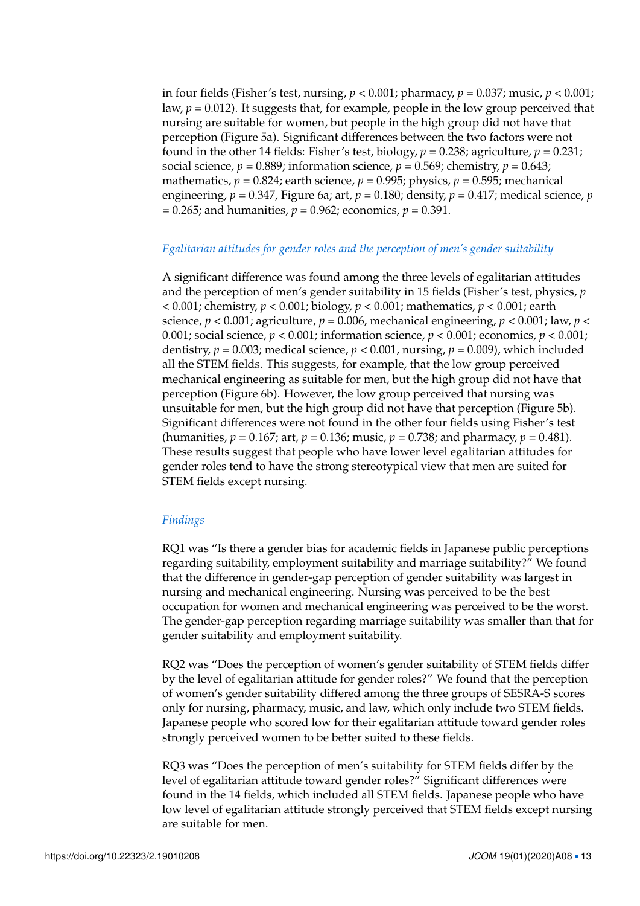in four fields (Fisher's test, nursing, $p < 0.001$; pharmacy, $p = 0.037$; music, $p < 0.001$; law, $p = 0.012$). It suggests that, for example, people in the low group perceived that nursing are suitable for women, but people in the high group did not have that perception (Figure 5a). Significant differences between the two factors were not found in the other 14 fields: Fisher's test, biology, $p = 0.238$; agriculture, $p = 0.231$; social science, $p = 0.889$; information science, $p = 0.569$; chemistry, $p = 0.643$; mathematics, $p = 0.824$; earth science, $p = 0.995$; physics, $p = 0.595$; mechanical engineering, $p = 0.347$, Figure 6a; art, $p = 0.180$; density, $p = 0.417$; medical science, $p = 0.265$; and humanities, $p = 0.962$; economics, $p = 0.391$.

### *Egalitarian attitudes for gender roles and the perception of men's gender suitability*

A significant difference was found among the three levels of egalitarian attitudes and the perception of men's gender suitability in 15 fields (Fisher's test, physics, $p < 0.001$; chemistry, $p < 0.001$; biology, $p < 0.001$; mathematics, $p < 0.001$; earth science, $p < 0.001$; agriculture, $p = 0.006$, mechanical engineering, $p < 0.001$; law, $p < 0.001$; social science, $p < 0.001$; information science, $p < 0.001$; economics, $p < 0.001$; dentistry, $p = 0.003$; medical science, $p < 0.001$, nursing, $p = 0.009$), which included all the STEM fields. This suggests, for example, that the low group perceived mechanical engineering as suitable for men, but the high group did not have that perception (Figure 6b). However, the low group perceived that nursing was unsuitable for men, but the high group did not have that perception (Figure 5b). Significant differences were not found in the other four fields using Fisher's test (humanities, $p = 0.167$; art, $p = 0.136$; music, $p = 0.738$; and pharmacy, $p = 0.481$). These results suggest that people who have lower level egalitarian attitudes for gender roles tend to have the strong stereotypical view that men are suited for STEM fields except nursing.

### *Findings*

RQ1 was "Is there a gender bias for academic fields in Japanese public perceptions regarding suitability, employment suitability and marriage suitability?" We found that the difference in gender-gap perception of gender suitability was largest in nursing and mechanical engineering. Nursing was perceived to be the best occupation for women and mechanical engineering was perceived to be the worst. The gender-gap perception regarding marriage suitability was smaller than that for gender suitability and employment suitability.

RQ2 was "Does the perception of women's gender suitability of STEM fields differ by the level of egalitarian attitude for gender roles?" We found that the perception of women's gender suitability differed among the three groups of SESRA-S scores only for nursing, pharmacy, music, and law, which only include two STEM fields. Japanese people who scored low for their egalitarian attitude toward gender roles strongly perceived women to be better suited to these fields.

RQ3 was "Does the perception of men's suitability for STEM fields differ by the level of egalitarian attitude toward gender roles?" Significant differences were found in the 14 fields, which included all STEM fields. Japanese people who have low level of egalitarian attitude strongly perceived that STEM fields except nursing are suitable for men.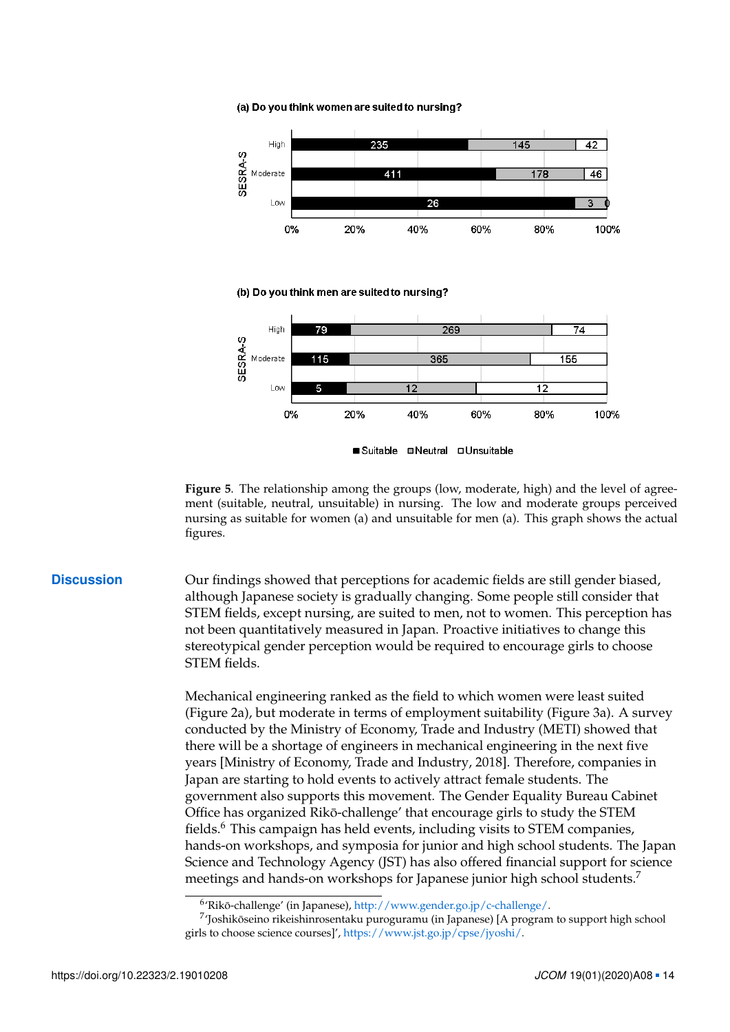(a) Do you think women are suited to nursing?

| SESRA-S | Suitable | Neutral | Unsuitable |
|---|---|---|---|
| High | 235 | 145 | 42 |
| Moderate | 411 | 178 | 46 |
| Low | 26 | 3 | 0 |

(b) Do you think men are suited to nursing?

| SESRA-S | Suitable | Neutral | Unsuitable |
|---|---|---|---|
| High | 79 | 269 | 74 |
| Moderate | 115 | 365 | 155 |
| Low | 5 | 12 | 12 |

**Figure 5**. The relationship among the groups (low, moderate, high) and the level of agreement (suitable, neutral, unsuitable) in nursing. The low and moderate groups perceived nursing as suitable for women (a) and unsuitable for men (a). This graph shows the actual figures.

## Discussion

Our findings showed that perceptions for academic fields are still gender biased, although Japanese society is gradually changing. Some people still consider that STEM fields, except nursing, are suited to men, not to women. This perception has not been quantitatively measured in Japan. Proactive initiatives to change this stereotypical gender perception would be required to encourage girls to choose STEM fields.

Mechanical engineering ranked as the field to which women were least suited (Figure 2a), but moderate in terms of employment suitability (Figure 3a). A survey conducted by the Ministry of Economy, Trade and Industry (METI) showed that there will be a shortage of engineers in mechanical engineering in the next five years [Ministry of Economy, Trade and Industry, 2018]. Therefore, companies in Japan are starting to hold events to actively attract female students. The government also supports this movement. The Gender Equality Bureau Cabinet Office has organized Rikō-challenge' that encourage girls to study the STEM fields.[6] This campaign has held events, including visits to STEM companies, hands-on workshops, and symposia for junior and high school students. The Japan Science and Technology Agency (JST) has also offered financial support for science meetings and hands-on workshops for Japanese junior high school students.[7]

---

[6] 'Rikō-challenge' (in Japanese), http://www.gender.go.jp/c-challenge/.

[7] 'Joshikōseino rikeishinrosentaku puroguramu (in Japanese) [A program to support high school girls to choose science courses]', https://www.jst.go.jp/cpse/jyoshi/.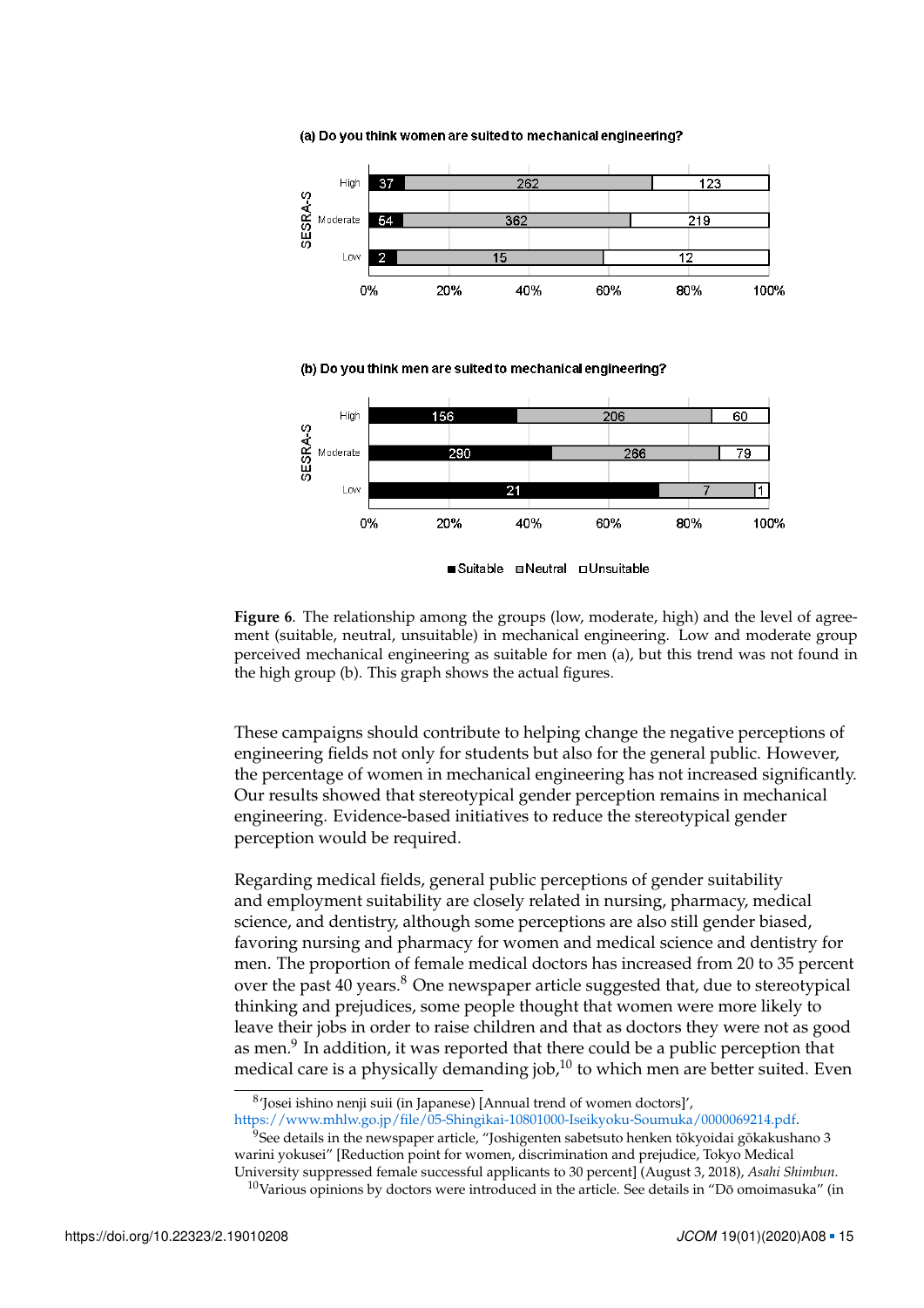(a) Do you think women are suited to mechanical engineering?

| SESRA-S | Suitable | Neutral | Unsuitable |
|---|---|---|---|
| High | 37 | 262 | 123 |
| Moderate | 54 | 362 | 219 |
| Low | 2 | 15 | 12 |

(b) Do you think men are suited to mechanical engineering?

| SESRA-S | Suitable | Neutral | Unsuitable |
|---|---|---|---|
| High | 156 | 206 | 60 |
| Moderate | 290 | 266 | 79 |
| Low | 21 | 7 | 1 |

**Figure 6**. The relationship among the groups (low, moderate, high) and the level of agreement (suitable, neutral, unsuitable) in mechanical engineering. Low and moderate group perceived mechanical engineering as suitable for men (a), but this trend was not found in the high group (b). This graph shows the actual figures.

These campaigns should contribute to helping change the negative perceptions of engineering fields not only for students but also for the general public. However, the percentage of women in mechanical engineering has not increased significantly. Our results showed that stereotypical gender perception remains in mechanical engineering. Evidence-based initiatives to reduce the stereotypical gender perception would be required.

Regarding medical fields, general public perceptions of gender suitability and employment suitability are closely related in nursing, pharmacy, medical science, and dentistry, although some perceptions are also still gender biased, favoring nursing and pharmacy for women and medical science and dentistry for men. The proportion of female medical doctors has increased from 20 to 35 percent over the past 40 years.[8] One newspaper article suggested that, due to stereotypical thinking and prejudices, some people thought that women were more likely to leave their jobs in order to raise children and that as doctors they were not as good as men.[9] In addition, it was reported that there could be a public perception that medical care is a physically demanding job,[10] to which men are better suited. Even

[8] 'Josei ishino nenji suii (in Japanese) [Annual trend of women doctors]', https://www.mhlw.go.jp/file/05-Shingikai-10801000-Iseikyoku-Soumuka/0000069214.pdf.

[9] See details in the newspaper article, "Joshigenten sabetsuto henken tōkyoidai gōkakushano 3 warini yokusei" [Reduction point for women, discrimination and prejudice, Tokyo Medical University suppressed female successful applicants to 30 percent] (August 3, 2018), *Asahi Shimbun*.

[10] Various opinions by doctors were introduced in the article. See details in "Dō omoimasuka" (in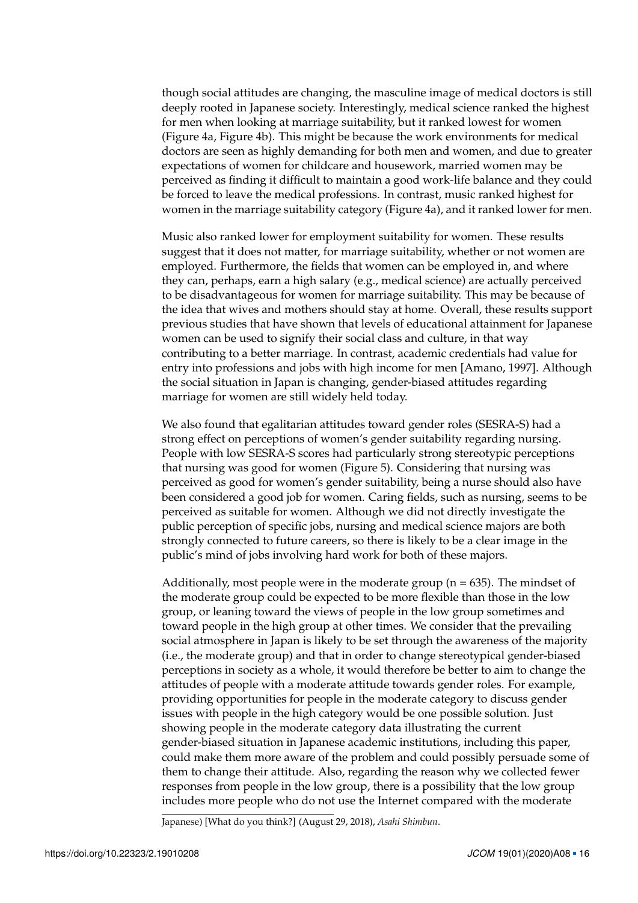though social attitudes are changing, the masculine image of medical doctors is still deeply rooted in Japanese society. Interestingly, medical science ranked the highest for men when looking at marriage suitability, but it ranked lowest for women (Figure 4a, Figure 4b). This might be because the work environments for medical doctors are seen as highly demanding for both men and women, and due to greater expectations of women for childcare and housework, married women may be perceived as finding it difficult to maintain a good work-life balance and they could be forced to leave the medical professions. In contrast, music ranked highest for women in the marriage suitability category (Figure 4a), and it ranked lower for men.

Music also ranked lower for employment suitability for women. These results suggest that it does not matter, for marriage suitability, whether or not women are employed. Furthermore, the fields that women can be employed in, and where they can, perhaps, earn a high salary (e.g., medical science) are actually perceived to be disadvantageous for women for marriage suitability. This may be because of the idea that wives and mothers should stay at home. Overall, these results support previous studies that have shown that levels of educational attainment for Japanese women can be used to signify their social class and culture, in that way contributing to a better marriage. In contrast, academic credentials had value for entry into professions and jobs with high income for men [Amano, 1997]. Although the social situation in Japan is changing, gender-biased attitudes regarding marriage for women are still widely held today.

We also found that egalitarian attitudes toward gender roles (SESRA-S) had a strong effect on perceptions of women's gender suitability regarding nursing. People with low SESRA-S scores had particularly strong stereotypic perceptions that nursing was good for women (Figure 5). Considering that nursing was perceived as good for women's gender suitability, being a nurse should also have been considered a good job for women. Caring fields, such as nursing, seems to be perceived as suitable for women. Although we did not directly investigate the public perception of specific jobs, nursing and medical science majors are both strongly connected to future careers, so there is likely to be a clear image in the public's mind of jobs involving hard work for both of these majors.

Additionally, most people were in the moderate group (n = 635). The mindset of the moderate group could be expected to be more flexible than those in the low group, or leaning toward the views of people in the low group sometimes and toward people in the high group at other times. We consider that the prevailing social atmosphere in Japan is likely to be set through the awareness of the majority (i.e., the moderate group) and that in order to change stereotypical gender-biased perceptions in society as a whole, it would therefore be better to aim to change the attitudes of people with a moderate attitude towards gender roles. For example, providing opportunities for people in the moderate category to discuss gender issues with people in the high category would be one possible solution. Just showing people in the moderate category data illustrating the current gender-biased situation in Japanese academic institutions, including this paper, could make them more aware of the problem and could possibly persuade some of them to change their attitude. Also, regarding the reason why we collected fewer responses from people in the low group, there is a possibility that the low group includes more people who do not use the Internet compared with the moderate

Japanese) [What do you think?] (August 29, 2018), *Asahi Shimbun*.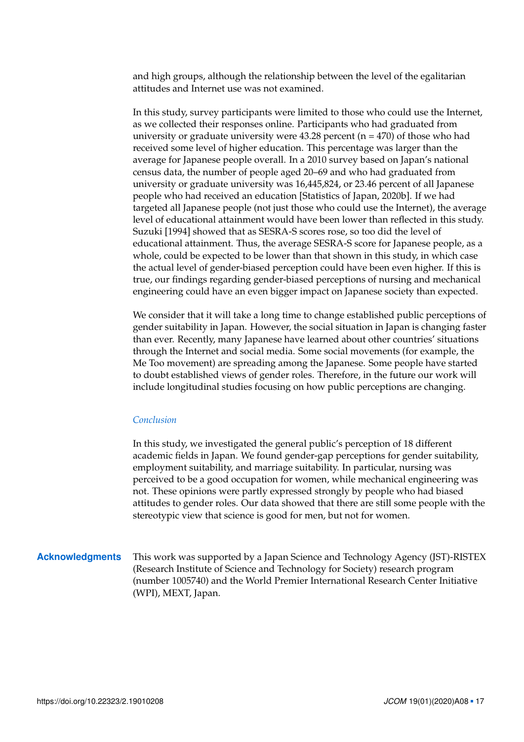and high groups, although the relationship between the level of the egalitarian attitudes and Internet use was not examined.

In this study, survey participants were limited to those who could use the Internet, as we collected their responses online. Participants who had graduated from university or graduate university were 43.28 percent (n = 470) of those who had received some level of higher education. This percentage was larger than the average for Japanese people overall. In a 2010 survey based on Japan's national census data, the number of people aged 20–69 and who had graduated from university or graduate university was 16,445,824, or 23.46 percent of all Japanese people who had received an education [Statistics of Japan, 2020b]. If we had targeted all Japanese people (not just those who could use the Internet), the average level of educational attainment would have been lower than reflected in this study. Suzuki [1994] showed that as SESRA-S scores rose, so too did the level of educational attainment. Thus, the average SESRA-S score for Japanese people, as a whole, could be expected to be lower than that shown in this study, in which case the actual level of gender-biased perception could have been even higher. If this is true, our findings regarding gender-biased perceptions of nursing and mechanical engineering could have an even bigger impact on Japanese society than expected.

We consider that it will take a long time to change established public perceptions of gender suitability in Japan. However, the social situation in Japan is changing faster than ever. Recently, many Japanese have learned about other countries' situations through the Internet and social media. Some social movements (for example, the Me Too movement) are spreading among the Japanese. Some people have started to doubt established views of gender roles. Therefore, in the future our work will include longitudinal studies focusing on how public perceptions are changing.

### *Conclusion*

In this study, we investigated the general public's perception of 18 different academic fields in Japan. We found gender-gap perceptions for gender suitability, employment suitability, and marriage suitability. In particular, nursing was perceived to be a good occupation for women, while mechanical engineering was not. These opinions were partly expressed strongly by people who had biased attitudes to gender roles. Our data showed that there are still some people with the stereotypic view that science is good for men, but not for women.

## Acknowledgments

This work was supported by a Japan Science and Technology Agency (JST)-RISTEX (Research Institute of Science and Technology for Society) research program (number 1005740) and the World Premier International Research Center Initiative (WPI), MEXT, Japan.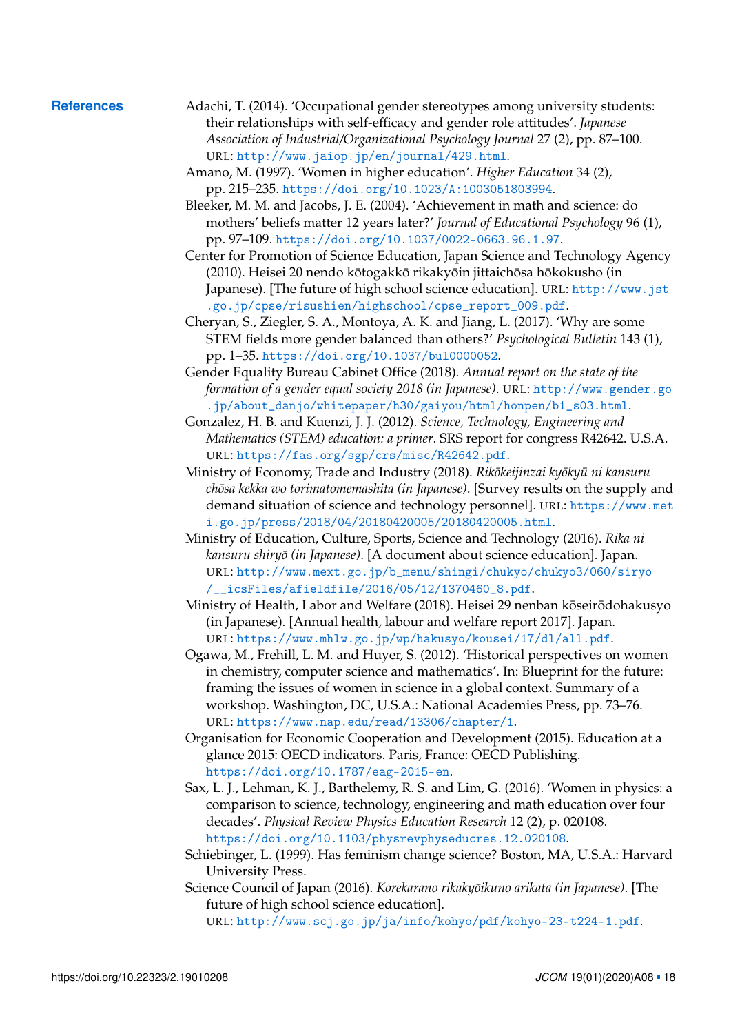## References

Adachi, T. (2014). 'Occupational gender stereotypes among university students: their relationships with self-efficacy and gender role attitudes'. *Japanese Association of Industrial/Organizational Psychology Journal* 27 (2), pp. 87–100. URL: http://www.jaiop.jp/en/journal/429.html.

Amano, M. (1997). 'Women in higher education'. *Higher Education* 34 (2), pp. 215–235. https://doi.org/10.1023/A:1003051803994.

Bleeker, M. M. and Jacobs, J. E. (2004). 'Achievement in math and science: do mothers' beliefs matter 12 years later?' *Journal of Educational Psychology* 96 (1), pp. 97–109. https://doi.org/10.1037/0022-0663.96.1.97.

Center for Promotion of Science Education, Japan Science and Technology Agency (2010). Heisei 20 nendo kōtogakkō rikakyōin jittaichōsa hōkokusho (in Japanese). [The future of high school science education]. URL: http://www.jst.go.jp/cpse/risushien/highschool/cpse_report_009.pdf.

Cheryan, S., Ziegler, S. A., Montoya, A. K. and Jiang, L. (2017). 'Why are some STEM fields more gender balanced than others?' *Psychological Bulletin* 143 (1), pp. 1–35. https://doi.org/10.1037/bul0000052.

Gender Equality Bureau Cabinet Office (2018). *Annual report on the state of the formation of a gender equal society 2018 (in Japanese)*. URL: http://www.gender.go.jp/about_danjo/whitepaper/h30/gaiyou/html/honpen/b1_s03.html.

Gonzalez, H. B. and Kuenzi, J. J. (2012). *Science, Technology, Engineering and Mathematics (STEM) education: a primer*. SRS report for congress R42642. U.S.A. URL: https://fas.org/sgp/crs/misc/R42642.pdf.

Ministry of Economy, Trade and Industry (2018). *Rikōkeijinzai kyōkyū ni kansuru chōsa kekka wo torimatomemashita (in Japanese)*. [Survey results on the supply and demand situation of science and technology personnel]. URL: https://www.meti.go.jp/press/2018/04/20180420005/20180420005.html.

Ministry of Education, Culture, Sports, Science and Technology (2016). *Rika ni kansuru shiryō (in Japanese)*. [A document about science education]. Japan. URL: http://www.mext.go.jp/b_menu/shingi/chukyo/chukyo3/060/siryo/__icsFiles/afieldfile/2016/05/12/1370460_8.pdf.

Ministry of Health, Labor and Welfare (2018). Heisei 29 nenban kōseirōdohakusyo (in Japanese). [Annual health, labour and welfare report 2017]. Japan. URL: https://www.mhlw.go.jp/wp/hakusyo/kousei/17/dl/all.pdf.

Ogawa, M., Frehill, L. M. and Huyer, S. (2012). 'Historical perspectives on women in chemistry, computer science and mathematics'. In: Blueprint for the future: framing the issues of women in science in a global context. Summary of a workshop. Washington, DC, U.S.A.: National Academies Press, pp. 73–76. URL: https://www.nap.edu/read/13306/chapter/1.

Organisation for Economic Cooperation and Development (2015). Education at a glance 2015: OECD indicators. Paris, France: OECD Publishing. https://doi.org/10.1787/eag-2015-en.

Sax, L. J., Lehman, K. J., Barthelemy, R. S. and Lim, G. (2016). 'Women in physics: a comparison to science, technology, engineering and math education over four decades'. *Physical Review Physics Education Research* 12 (2), p. 020108. https://doi.org/10.1103/physrevphyseducres.12.020108.

Schiebinger, L. (1999). Has feminism change science? Boston, MA, U.S.A.: Harvard University Press.

Science Council of Japan (2016). *Korekarano rikakyōikuno arikata (in Japanese)*. [The future of high school science education]. URL: http://www.scj.go.jp/ja/info/kohyo/pdf/kohyo-23-t224-1.pdf.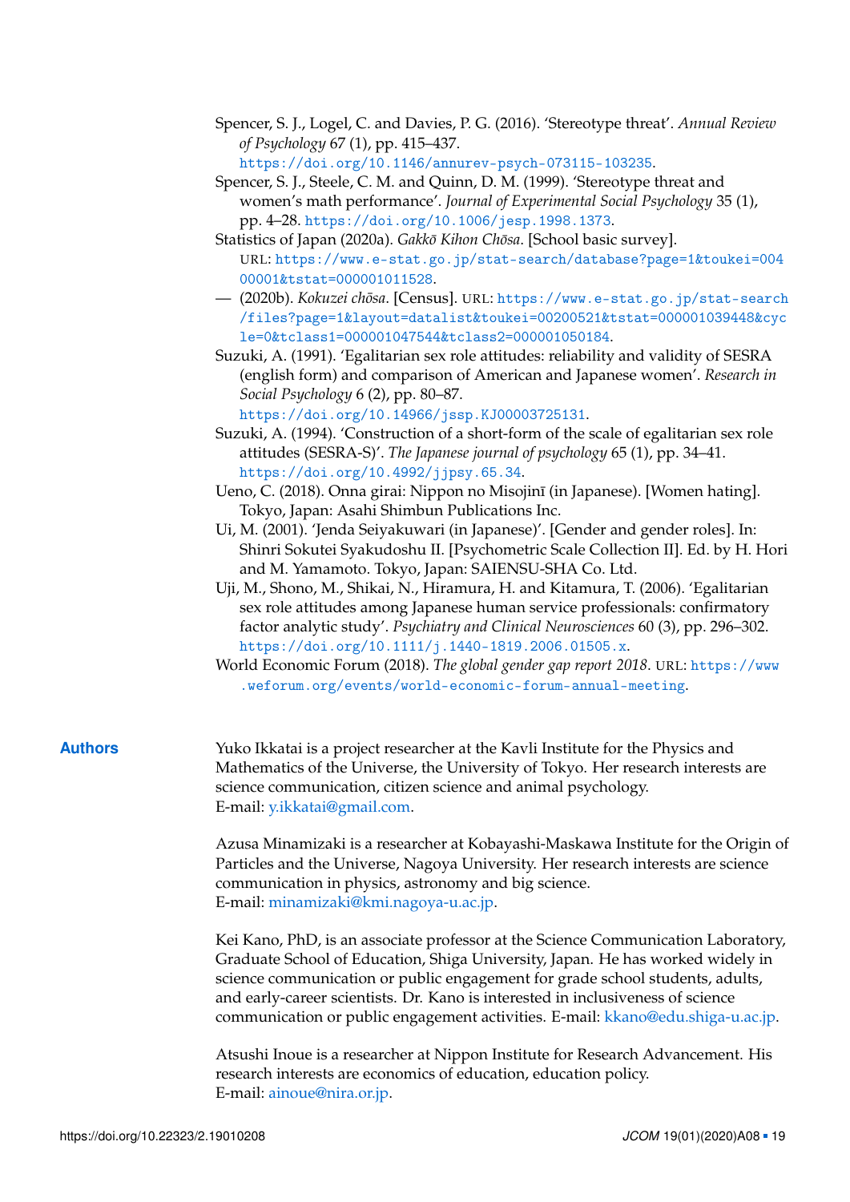Spencer, S. J., Logel, C. and Davies, P. G. (2016). 'Stereotype threat'. *Annual Review of Psychology* 67 (1), pp. 415–437. https://doi.org/10.1146/annurev-psych-073115-103235.

Spencer, S. J., Steele, C. M. and Quinn, D. M. (1999). 'Stereotype threat and women's math performance'. *Journal of Experimental Social Psychology* 35 (1), pp. 4–28. https://doi.org/10.1006/jesp.1998.1373.

Statistics of Japan (2020a). *Gakkō Kihon Chōsa*. [School basic survey]. URL: https://www.e-stat.go.jp/stat-search/database?page=1&toukei=00400001&tstat=000001011528.

— (2020b). *Kokuzei chōsa*. [Census]. URL: https://www.e-stat.go.jp/stat-search/files?page=1&layout=datalist&toukei=00200521&tstat=000001039448&cycle=0&tclass1=000001047544&tclass2=000001050184.

Suzuki, A. (1991). 'Egalitarian sex role attitudes: reliability and validity of SESRA (english form) and comparison of American and Japanese women'. *Research in Social Psychology* 6 (2), pp. 80–87. https://doi.org/10.14966/jssp.KJ00003725131.

Suzuki, A. (1994). 'Construction of a short-form of the scale of egalitarian sex role attitudes (SESRA-S)'. *The Japanese journal of psychology* 65 (1), pp. 34–41. https://doi.org/10.4992/jjpsy.65.34.

Ueno, C. (2018). Onna girai: Nippon no Misojinī (in Japanese). [Women hating]. Tokyo, Japan: Asahi Shimbun Publications Inc.

Ui, M. (2001). 'Jenda Seiyakuwari (in Japanese)'. [Gender and gender roles]. In: Shinri Sokutei Syakudoshu II. [Psychometric Scale Collection II]. Ed. by H. Hori and M. Yamamoto. Tokyo, Japan: SAIENSU-SHA Co. Ltd.

Uji, M., Shono, M., Shikai, N., Hiramura, H. and Kitamura, T. (2006). 'Egalitarian sex role attitudes among Japanese human service professionals: confirmatory factor analytic study'. *Psychiatry and Clinical Neurosciences* 60 (3), pp. 296–302. https://doi.org/10.1111/j.1440-1819.2006.01505.x.

World Economic Forum (2018). *The global gender gap report 2018*. URL: https://www.weforum.org/events/world-economic-forum-annual-meeting.

## Authors

Yuko Ikkatai is a project researcher at the Kavli Institute for the Physics and Mathematics of the Universe, the University of Tokyo. Her research interests are science communication, citizen science and animal psychology.
E-mail: y.ikkatai@gmail.com.

Azusa Minamizaki is a researcher at Kobayashi-Maskawa Institute for the Origin of Particles and the Universe, Nagoya University. Her research interests are science communication in physics, astronomy and big science.
E-mail: minamizaki@kmi.nagoya-u.ac.jp.

Kei Kano, PhD, is an associate professor at the Science Communication Laboratory, Graduate School of Education, Shiga University, Japan. He has worked widely in science communication or public engagement for grade school students, adults, and early-career scientists. Dr. Kano is interested in inclusiveness of science communication or public engagement activities. E-mail: kkano@edu.shiga-u.ac.jp.

Atsushi Inoue is a researcher at Nippon Institute for Research Advancement. His research interests are economics of education, education policy.
E-mail: ainoue@nira.or.jp.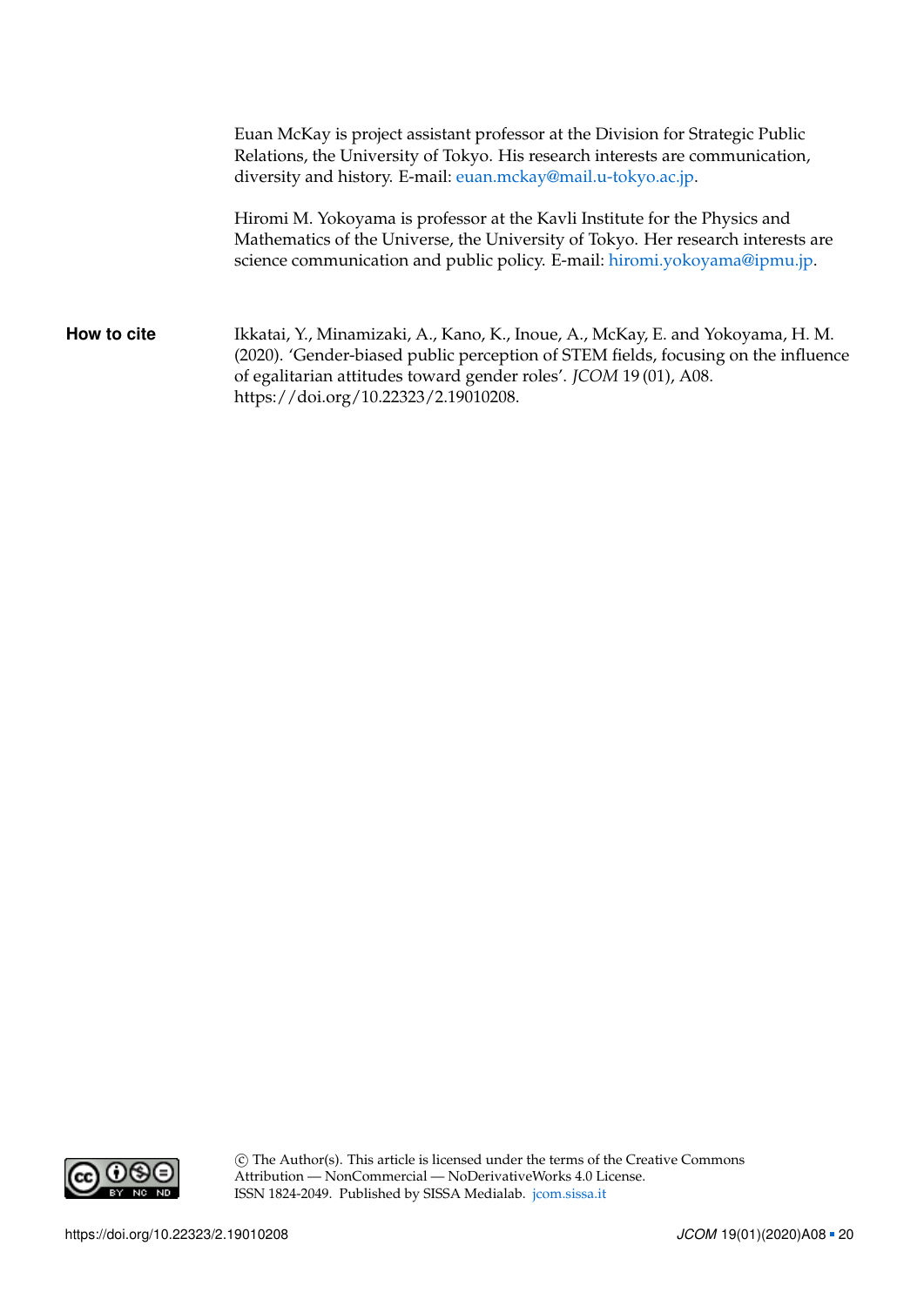Euan McKay is project assistant professor at the Division for Strategic Public Relations, the University of Tokyo. His research interests are communication, diversity and history. E-mail: euan.mckay@mail.u-tokyo.ac.jp.

Hiromi M. Yokoyama is professor at the Kavli Institute for the Physics and Mathematics of the Universe, the University of Tokyo. Her research interests are science communication and public policy. E-mail: hiromi.yokoyama@ipmu.jp.

**How to cite**

Ikkatai, Y., Minamizaki, A., Kano, K., Inoue, A., McKay, E. and Yokoyama, H. M. (2020). 'Gender-biased public perception of STEM fields, focusing on the influence of egalitarian attitudes toward gender roles'. *JCOM* 19 (01), A08. https://doi.org/10.22323/2.19010208.

© The Author(s). This article is licensed under the terms of the Creative Commons Attribution — NonCommercial — NoDerivativeWorks 4.0 License. ISSN 1824-2049. Published by SISSA Medialab. jcom.sissa.it